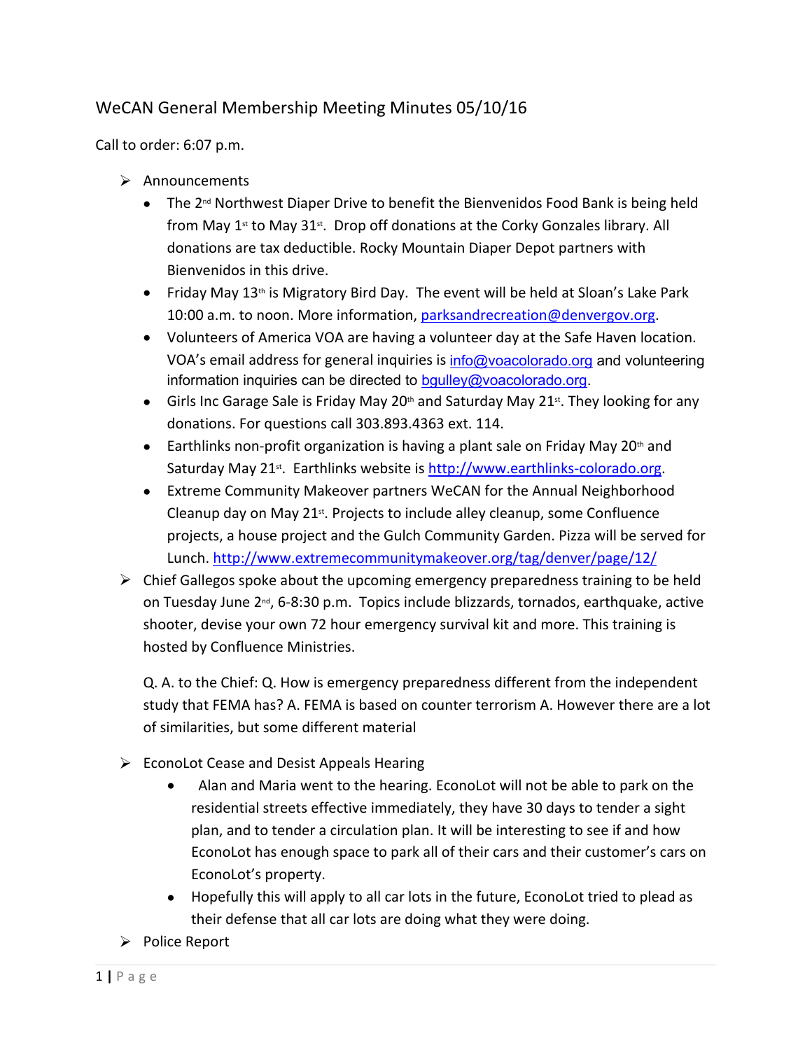# WeCAN General Membership Meeting Minutes 05/10/16

Call to order: 6:07 p.m.

- Announcements
  - The 2nd Northwest Diaper Drive to benefit the Bienvenidos Food Bank is being held from May 1st to May 31st. Drop off donations at the Corky Gonzales library. All donations are tax deductible. Rocky Mountain Diaper Depot partners with Bienvenidos in this drive.
  - Friday May 13th is Migratory Bird Day. The event will be held at Sloan's Lake Park 10:00 a.m. to noon. More information, parksandrecreation@denvergov.org.
  - Volunteers of America VOA are having a volunteer day at the Safe Haven location. VOA's email address for general inquiries is info@voacolorado.org and volunteering information inquiries can be directed to bgulley@voacolorado.org.
  - Girls Inc Garage Sale is Friday May 20th and Saturday May 21st. They looking for any donations. For questions call 303.893.4363 ext. 114.
  - Earthlinks non-profit organization is having a plant sale on Friday May 20th and Saturday May 21st. Earthlinks website is http://www.earthlinks-colorado.org.
  - Extreme Community Makeover partners WeCAN for the Annual Neighborhood Cleanup day on May 21st. Projects to include alley cleanup, some Confluence projects, a house project and the Gulch Community Garden. Pizza will be served for Lunch. http://www.extremecommunitymakeover.org/tag/denver/page/12/
- Chief Gallegos spoke about the upcoming emergency preparedness training to be held on Tuesday June 2nd, 6-8:30 p.m. Topics include blizzards, tornados, earthquake, active shooter, devise your own 72 hour emergency survival kit and more. This training is hosted by Confluence Ministries.

  Q. A. to the Chief: Q. How is emergency preparedness different from the independent study that FEMA has? A. FEMA is based on counter terrorism A. However there are a lot of similarities, but some different material

- EconoLot Cease and Desist Appeals Hearing
  - Alan and Maria went to the hearing. EconoLot will not be able to park on the residential streets effective immediately, they have 30 days to tender a sight plan, and to tender a circulation plan. It will be interesting to see if and how EconoLot has enough space to park all of their cars and their customer's cars on EconoLot's property.
  - Hopefully this will apply to all car lots in the future, EconoLot tried to plead as their defense that all car lots are doing what they were doing.
- Police Report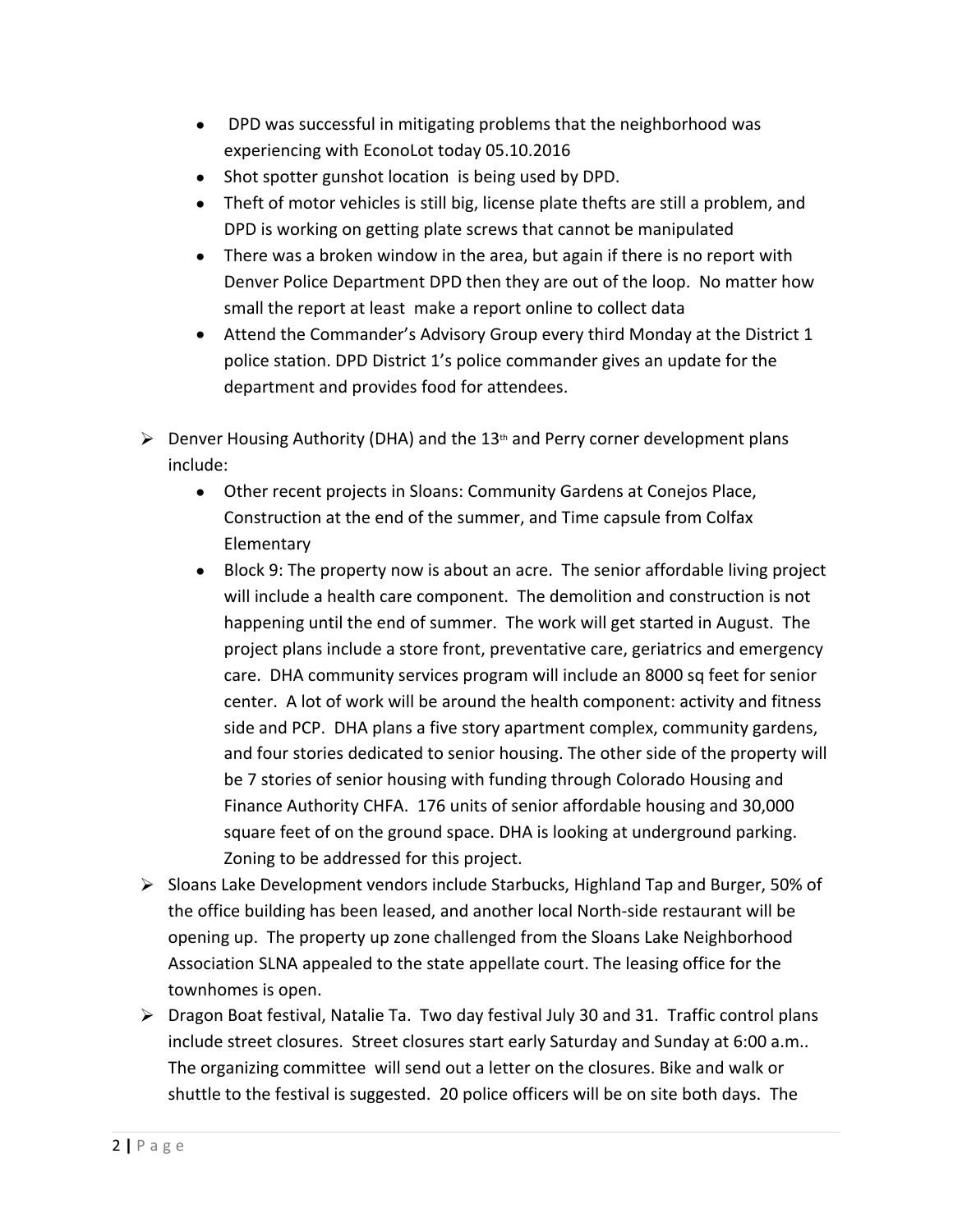- DPD was successful in mitigating problems that the neighborhood was experiencing with EconoLot today 05.10.2016
- Shot spotter gunshot location is being used by DPD.
- Theft of motor vehicles is still big, license plate thefts are still a problem, and DPD is working on getting plate screws that cannot be manipulated
- There was a broken window in the area, but again if there is no report with Denver Police Department DPD then they are out of the loop. No matter how small the report at least make a report online to collect data
- Attend the Commander's Advisory Group every third Monday at the District 1 police station. DPD District 1's police commander gives an update for the department and provides food for attendees.

- Denver Housing Authority (DHA) and the 13th and Perry corner development plans include:
  - Other recent projects in Sloans: Community Gardens at Conejos Place, Construction at the end of the summer, and Time capsule from Colfax Elementary
  - Block 9: The property now is about an acre. The senior affordable living project will include a health care component. The demolition and construction is not happening until the end of summer. The work will get started in August. The project plans include a store front, preventative care, geriatrics and emergency care. DHA community services program will include an 8000 sq feet for senior center. A lot of work will be around the health component: activity and fitness side and PCP. DHA plans a five story apartment complex, community gardens, and four stories dedicated to senior housing. The other side of the property will be 7 stories of senior housing with funding through Colorado Housing and Finance Authority CHFA. 176 units of senior affordable housing and 30,000 square feet of on the ground space. DHA is looking at underground parking. Zoning to be addressed for this project.
- Sloans Lake Development vendors include Starbucks, Highland Tap and Burger, 50% of the office building has been leased, and another local North-side restaurant will be opening up. The property up zone challenged from the Sloans Lake Neighborhood Association SLNA appealed to the state appellate court. The leasing office for the townhomes is open.
- Dragon Boat festival, Natalie Ta. Two day festival July 30 and 31. Traffic control plans include street closures. Street closures start early Saturday and Sunday at 6:00 a.m.. The organizing committee will send out a letter on the closures. Bike and walk or shuttle to the festival is suggested. 20 police officers will be on site both days. The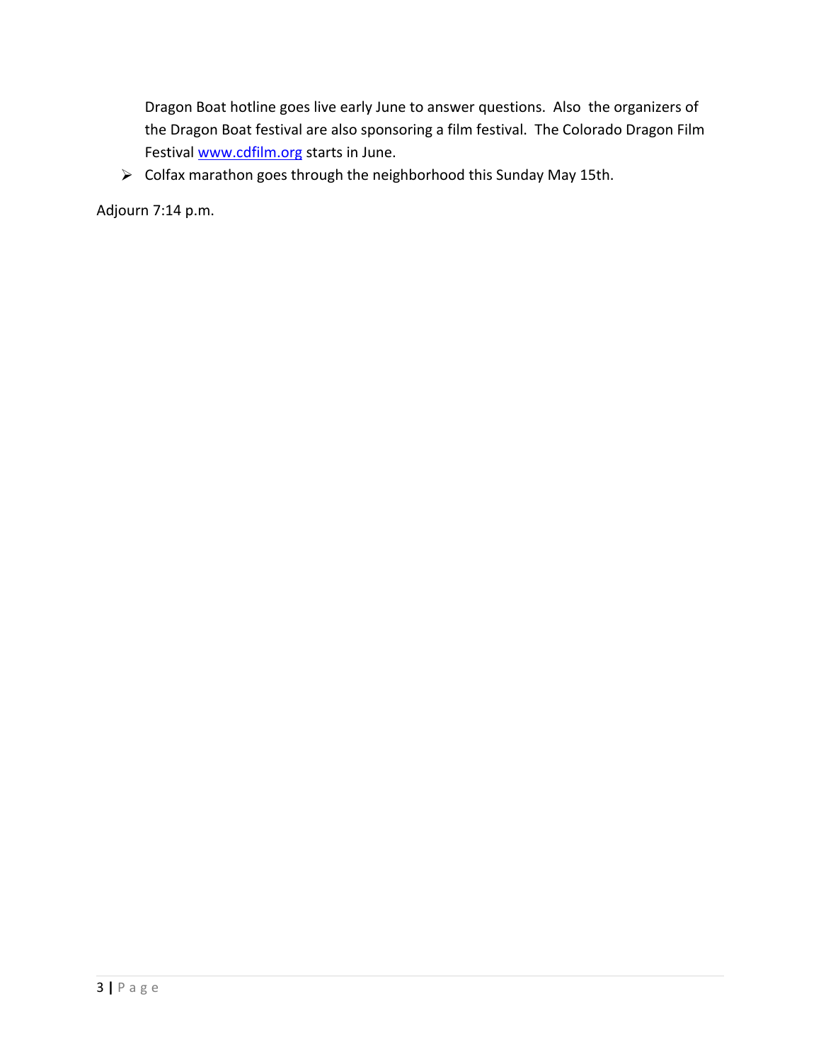Dragon Boat hotline goes live early June to answer questions. Also the organizers of the Dragon Boat festival are also sponsoring a film festival. The Colorado Dragon Film Festival [www.cdfilm.org](http://www.cdfilm.org) starts in June.

- Colfax marathon goes through the neighborhood this Sunday May 15th.

Adjourn 7:14 p.m.